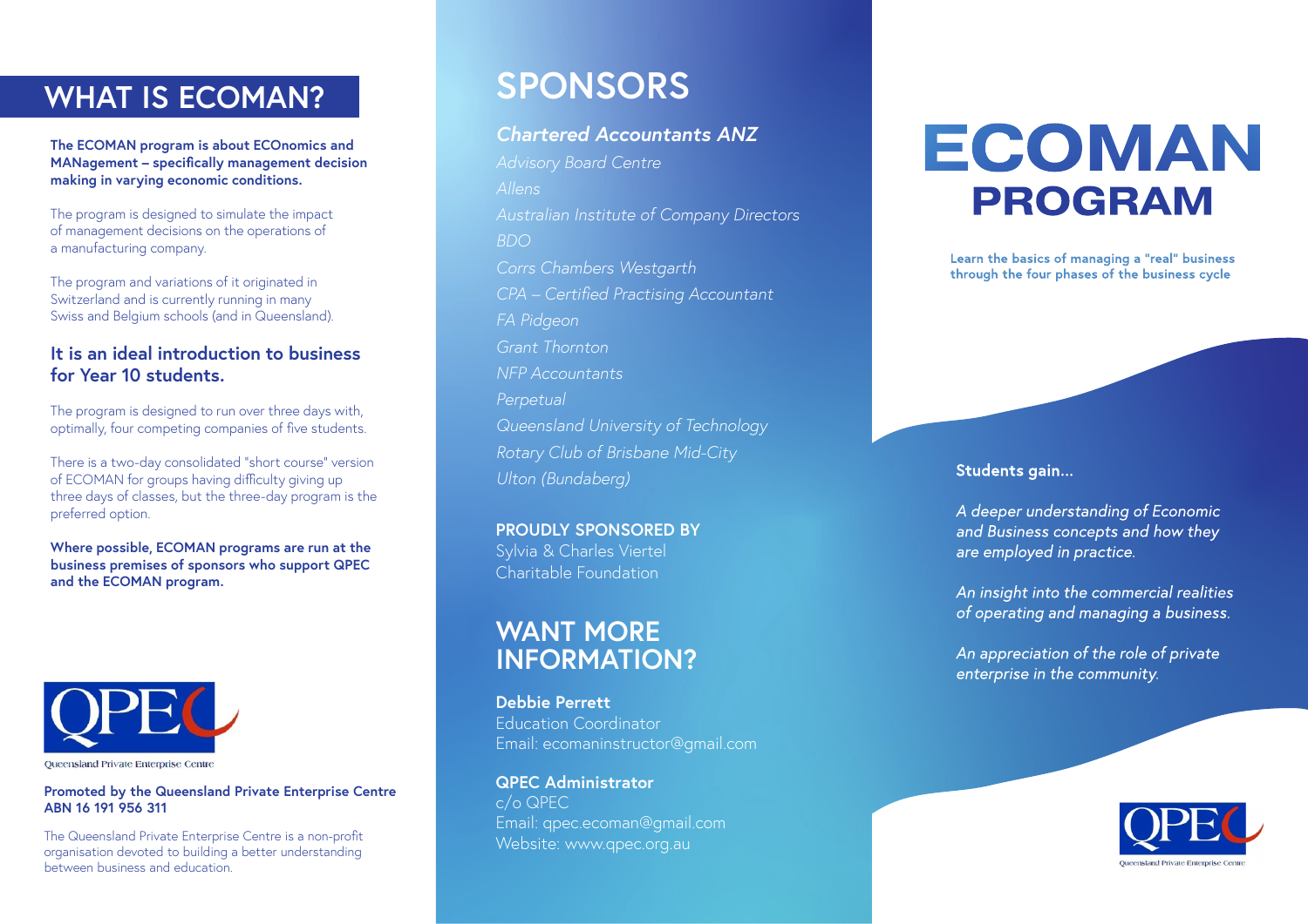## WHAT IS ECOMAN?

**The ECOMAN program is about ECOnomics and MANagement – specifically management decision making in varying economic conditions.**

The program is designed to simulate the impact of management decisions on the operations of a manufacturing company.

The program and variations of it originated in Switzerland and is currently running in many Swiss and Belgium schools (and in Queensland).

### It is an ideal introduction to business for Year 10 students.

The program is designed to run over three days with, optimally, four competing companies of five students.

There is a two-day consolidated "short course" version of ECOMAN for groups having difficulty giving up three days of classes, but the three-day program is the preferred option.

**Where possible, ECOMAN programs are run at the business premises of sponsors who support QPEC and the ECOMAN program.**

QPEC

Queensland Private Enterprise Centre

**Promoted by the Queensland Private Enterprise Centre ABN 16 191 956 311**

The Queensland Private Enterprise Centre is a non-profit organisation devoted to building a better understanding between business and education.

## SPONSORS

***Chartered Accountants ANZ***

*Advisory Board Centre*
*Allens*
*Australian Institute of Company Directors*
*BDO*
*Corrs Chambers Westgarth*
*CPA – Certified Practising Accountant*
*FA Pidgeon*
*Grant Thornton*
*NFP Accountants*
*Perpetual*
*Queensland University of Technology*
*Rotary Club of Brisbane Mid-City*
*Ulton (Bundaberg)*

**PROUDLY SPONSORED BY**
Sylvia & Charles Viertel
Charitable Foundation

## WANT MORE INFORMATION?

**Debbie Perrett**
Education Coordinator
Email: ecomaninstructor@gmail.com

**QPEC Administrator**
c/o QPEC
Email: qpec.ecoman@gmail.com
Website: www.qpec.org.au

# ECOMAN PROGRAM

**Learn the basics of managing a "real" business through the four phases of the business cycle**

**Students gain...**

*A deeper understanding of Economic and Business concepts and how they are employed in practice.*

*An insight into the commercial realities of operating and managing a business.*

*An appreciation of the role of private enterprise in the community.*

QPEC

Queensland Private Enterprise Centre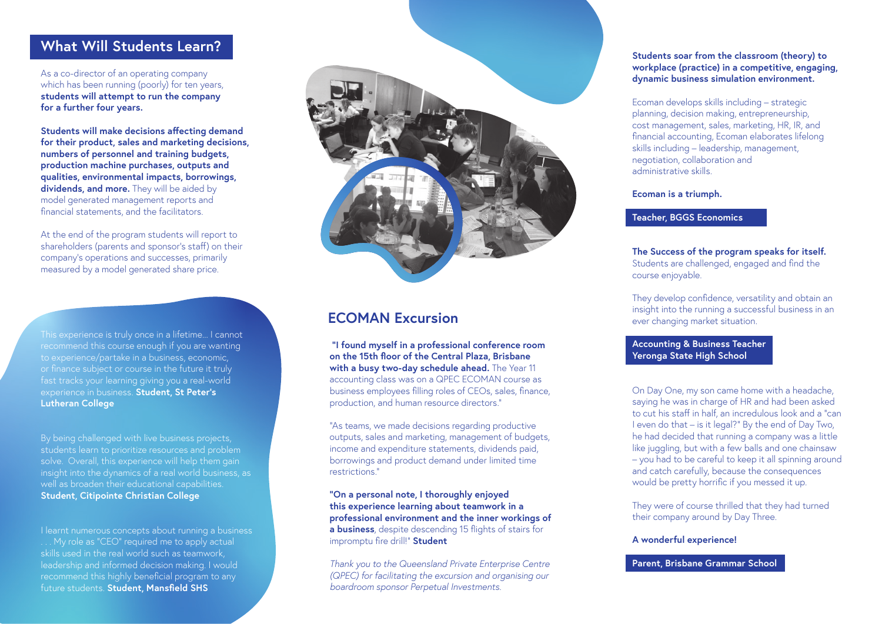## What Will Students Learn?

As a co-director of an operating company which has been running (poorly) for ten years, **students will attempt to run the company for a further four years.**

**Students will make decisions affecting demand for their product, sales and marketing decisions, numbers of personnel and training budgets, production machine purchases, outputs and qualities, environmental impacts, borrowings, dividends, and more.** They will be aided by model generated management reports and financial statements, and the facilitators.

At the end of the program students will report to shareholders (parents and sponsor's staff) on their company's operations and successes, primarily measured by a model generated share price.

This experience is truly once in a lifetime... I cannot recommend this course enough if you are wanting to experience/partake in a business, economic, or finance subject or course in the future it truly fast tracks your learning giving you a real-world experience in business. **Student, St Peter's Lutheran College**

By being challenged with live business projects, students learn to prioritize resources and problem solve. Overall, this experience will help them gain insight into the dynamics of a real world business, as well as broaden their educational capabilities. **Student, Citipointe Christian College**

I learnt numerous concepts about running a business . . . My role as "CEO" required me to apply actual skills used in the real world such as teamwork, leadership and informed decision making. I would recommend this highly beneficial program to any future students. **Student, Mansfield SHS**

## ECOMAN Excursion

**"I found myself in a professional conference room on the 15th floor of the Central Plaza, Brisbane with a busy two-day schedule ahead.** The Year 11 accounting class was on a QPEC ECOMAN course as business employees filling roles of CEOs, sales, finance, production, and human resource directors."

"As teams, we made decisions regarding productive outputs, sales and marketing, management of budgets, income and expenditure statements, dividends paid, borrowings and product demand under limited time restrictions."

**"On a personal note, I thoroughly enjoyed this experience learning about teamwork in a professional environment and the inner workings of a business**, despite descending 15 flights of stairs for impromptu fire drill!" **Student**

*Thank you to the Queensland Private Enterprise Centre (QPEC) for facilitating the excursion and organising our boardroom sponsor Perpetual Investments.*

**Students soar from the classroom (theory) to workplace (practice) in a competitive, engaging, dynamic business simulation environment.**

Ecoman develops skills including – strategic planning, decision making, entrepreneurship, cost management, sales, marketing, HR, IR, and financial accounting, Ecoman elaborates lifelong skills including – leadership, management, negotiation, collaboration and administrative skills.

**Ecoman is a triumph.**

**Teacher, BGGS Economics**

**The Success of the program speaks for itself.** Students are challenged, engaged and find the course enjoyable.

They develop confidence, versatility and obtain an insight into the running a successful business in an ever changing market situation.

**Accounting & Business Teacher Yeronga State High School**

On Day One, my son came home with a headache, saying he was in charge of HR and had been asked to cut his staff in half, an incredulous look and a "can I even do that – is it legal?" By the end of Day Two, he had decided that running a company was a little like juggling, but with a few balls and one chainsaw – you had to be careful to keep it all spinning around and catch carefully, because the consequences would be pretty horrific if you messed it up.

They were of course thrilled that they had turned their company around by Day Three.

**A wonderful experience!**

**Parent, Brisbane Grammar School**